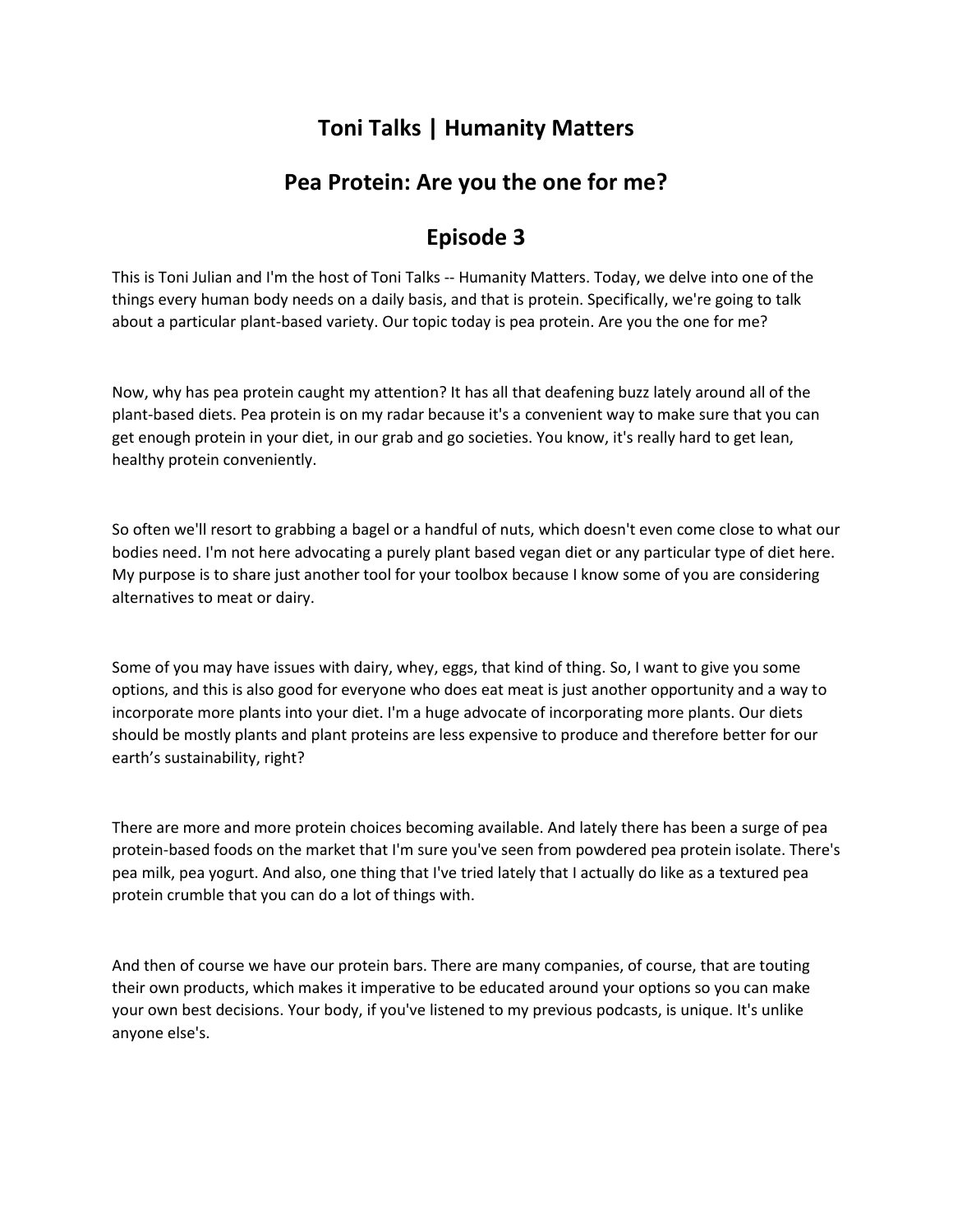# Toni Talks | Humanity Matters

## Pea Protein: Are you the one for me?

## Episode 3

This is Toni Julian and I'm the host of Toni Talks -- Humanity Matters. Today, we delve into one of the things every human body needs on a daily basis, and that is protein. Specifically, we're going to talk about a particular plant-based variety. Our topic today is pea protein. Are you the one for me?

Now, why has pea protein caught my attention? It has all that deafening buzz lately around all of the plant-based diets. Pea protein is on my radar because it's a convenient way to make sure that you can get enough protein in your diet, in our grab and go societies. You know, it's really hard to get lean, healthy protein conveniently.

So often we'll resort to grabbing a bagel or a handful of nuts, which doesn't even come close to what our bodies need. I'm not here advocating a purely plant based vegan diet or any particular type of diet here. My purpose is to share just another tool for your toolbox because I know some of you are considering alternatives to meat or dairy.

Some of you may have issues with dairy, whey, eggs, that kind of thing. So, I want to give you some options, and this is also good for everyone who does eat meat is just another opportunity and a way to incorporate more plants into your diet. I'm a huge advocate of incorporating more plants. Our diets should be mostly plants and plant proteins are less expensive to produce and therefore better for our earth's sustainability, right?

There are more and more protein choices becoming available. And lately there has been a surge of pea protein-based foods on the market that I'm sure you've seen from powdered pea protein isolate. There's pea milk, pea yogurt. And also, one thing that I've tried lately that I actually do like as a textured pea protein crumble that you can do a lot of things with.

And then of course we have our protein bars. There are many companies, of course, that are touting their own products, which makes it imperative to be educated around your options so you can make your own best decisions. Your body, if you've listened to my previous podcasts, is unique. It's unlike anyone else's.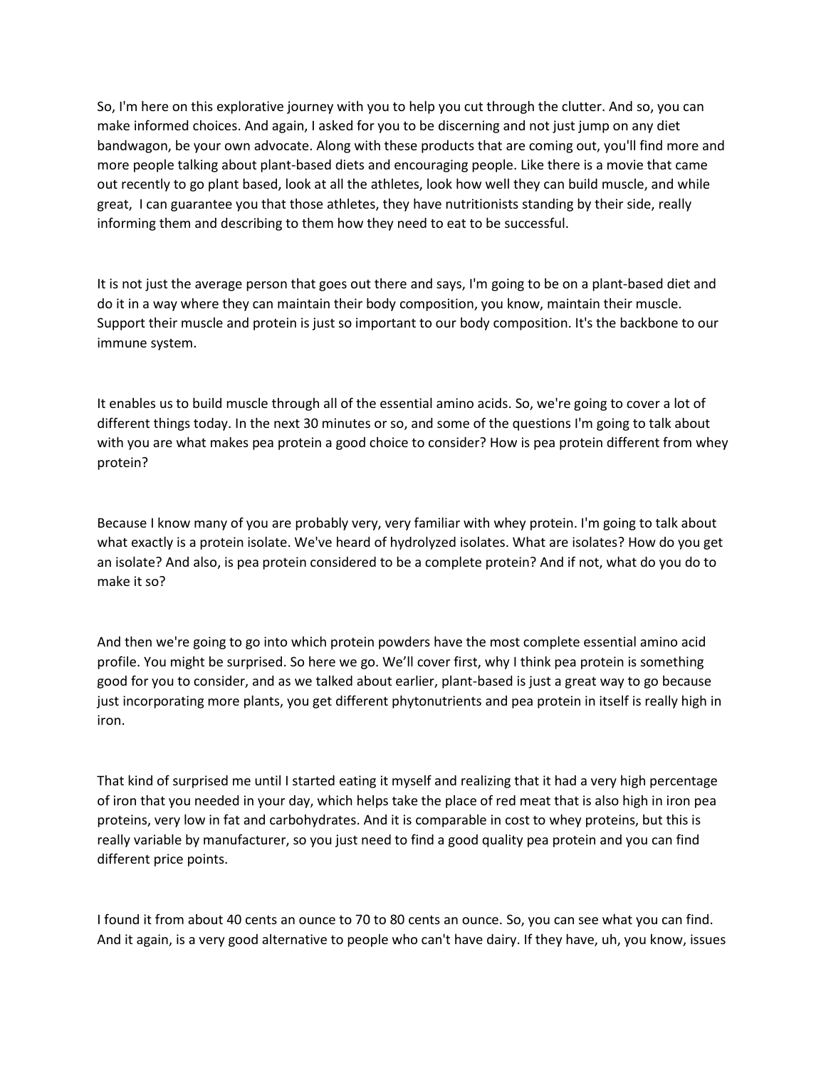So, I'm here on this explorative journey with you to help you cut through the clutter. And so, you can make informed choices. And again, I asked for you to be discerning and not just jump on any diet bandwagon, be your own advocate. Along with these products that are coming out, you'll find more and more people talking about plant-based diets and encouraging people. Like there is a movie that came out recently to go plant based, look at all the athletes, look how well they can build muscle, and while great, I can guarantee you that those athletes, they have nutritionists standing by their side, really informing them and describing to them how they need to eat to be successful.

It is not just the average person that goes out there and says, I'm going to be on a plant-based diet and do it in a way where they can maintain their body composition, you know, maintain their muscle. Support their muscle and protein is just so important to our body composition. It's the backbone to our immune system.

It enables us to build muscle through all of the essential amino acids. So, we're going to cover a lot of different things today. In the next 30 minutes or so, and some of the questions I'm going to talk about with you are what makes pea protein a good choice to consider? How is pea protein different from whey protein?

Because I know many of you are probably very, very familiar with whey protein. I'm going to talk about what exactly is a protein isolate. We've heard of hydrolyzed isolates. What are isolates? How do you get an isolate? And also, is pea protein considered to be a complete protein? And if not, what do you do to make it so?

And then we're going to go into which protein powders have the most complete essential amino acid profile. You might be surprised. So here we go. We'll cover first, why I think pea protein is something good for you to consider, and as we talked about earlier, plant-based is just a great way to go because just incorporating more plants, you get different phytonutrients and pea protein in itself is really high in iron.

That kind of surprised me until I started eating it myself and realizing that it had a very high percentage of iron that you needed in your day, which helps take the place of red meat that is also high in iron pea proteins, very low in fat and carbohydrates. And it is comparable in cost to whey proteins, but this is really variable by manufacturer, so you just need to find a good quality pea protein and you can find different price points.

I found it from about 40 cents an ounce to 70 to 80 cents an ounce. So, you can see what you can find. And it again, is a very good alternative to people who can't have dairy. If they have, uh, you know, issues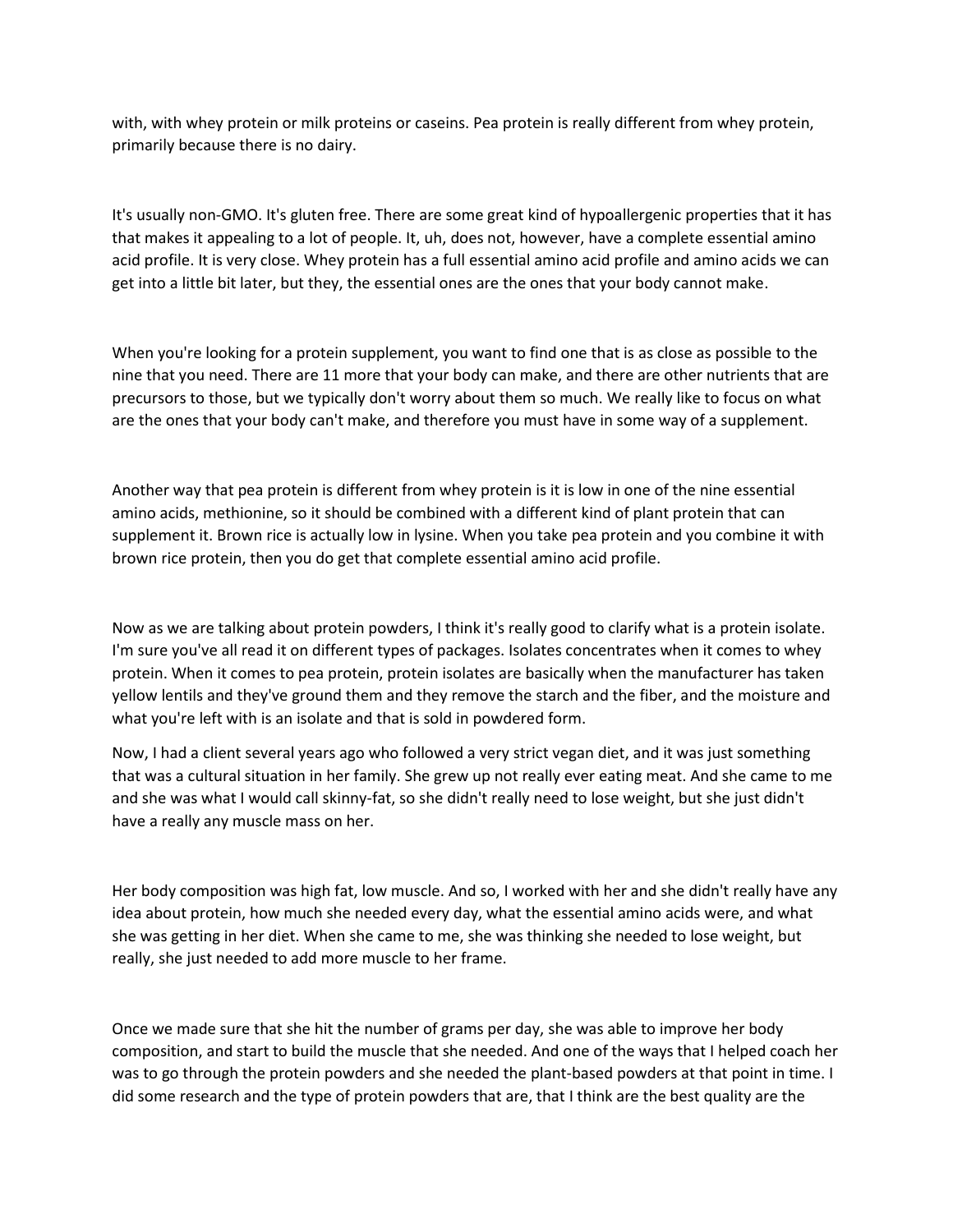with, with whey protein or milk proteins or caseins. Pea protein is really different from whey protein, primarily because there is no dairy.

It's usually non-GMO. It's gluten free. There are some great kind of hypoallergenic properties that it has that makes it appealing to a lot of people. It, uh, does not, however, have a complete essential amino acid profile. It is very close. Whey protein has a full essential amino acid profile and amino acids we can get into a little bit later, but they, the essential ones are the ones that your body cannot make.

When you're looking for a protein supplement, you want to find one that is as close as possible to the nine that you need. There are 11 more that your body can make, and there are other nutrients that are precursors to those, but we typically don't worry about them so much. We really like to focus on what are the ones that your body can't make, and therefore you must have in some way of a supplement.

Another way that pea protein is different from whey protein is it is low in one of the nine essential amino acids, methionine, so it should be combined with a different kind of plant protein that can supplement it. Brown rice is actually low in lysine. When you take pea protein and you combine it with brown rice protein, then you do get that complete essential amino acid profile.

Now as we are talking about protein powders, I think it's really good to clarify what is a protein isolate. I'm sure you've all read it on different types of packages. Isolates concentrates when it comes to whey protein. When it comes to pea protein, protein isolates are basically when the manufacturer has taken yellow lentils and they've ground them and they remove the starch and the fiber, and the moisture and what you're left with is an isolate and that is sold in powdered form.

Now, I had a client several years ago who followed a very strict vegan diet, and it was just something that was a cultural situation in her family. She grew up not really ever eating meat. And she came to me and she was what I would call skinny-fat, so she didn't really need to lose weight, but she just didn't have a really any muscle mass on her.

Her body composition was high fat, low muscle. And so, I worked with her and she didn't really have any idea about protein, how much she needed every day, what the essential amino acids were, and what she was getting in her diet. When she came to me, she was thinking she needed to lose weight, but really, she just needed to add more muscle to her frame.

Once we made sure that she hit the number of grams per day, she was able to improve her body composition, and start to build the muscle that she needed. And one of the ways that I helped coach her was to go through the protein powders and she needed the plant-based powders at that point in time. I did some research and the type of protein powders that are, that I think are the best quality are the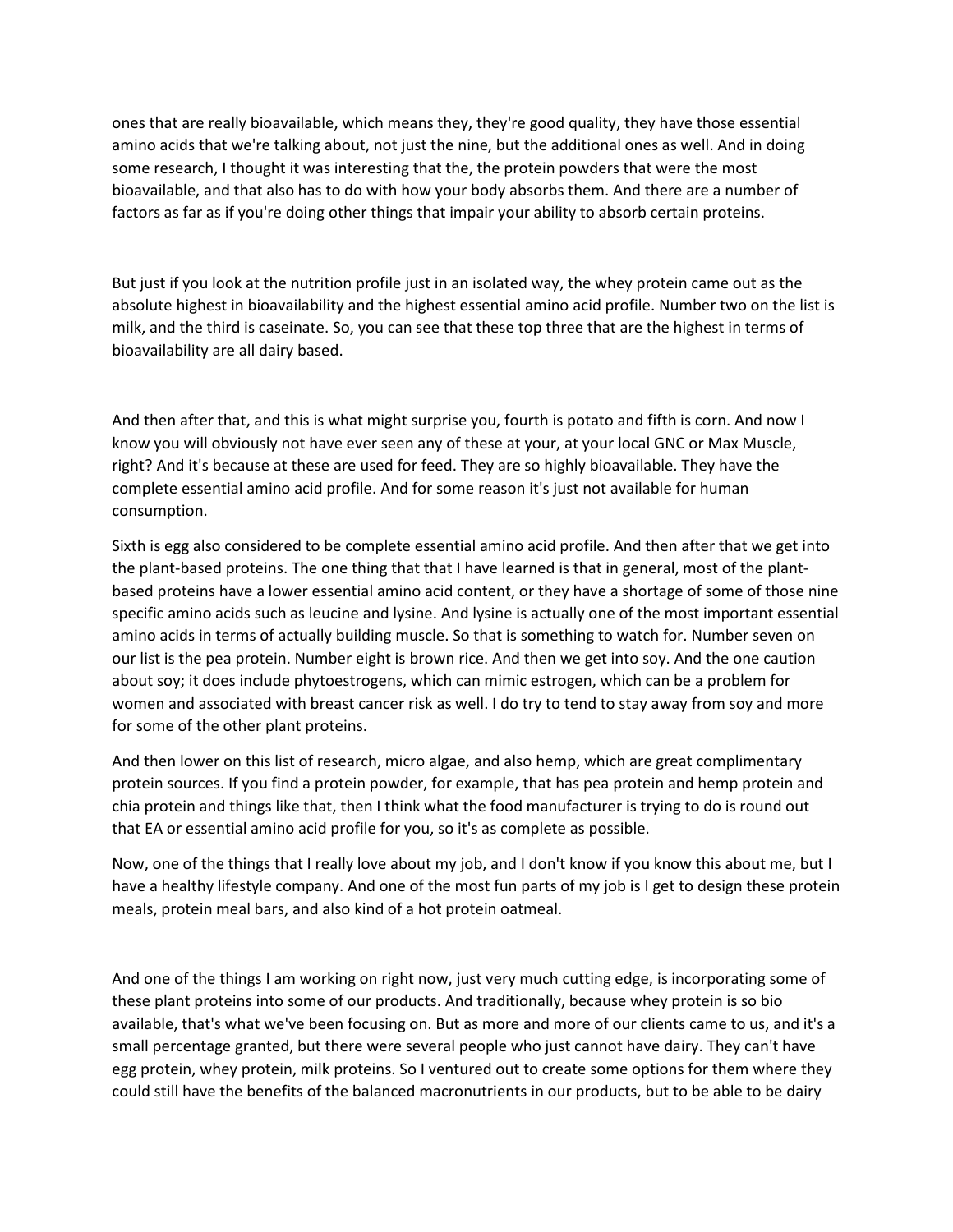ones that are really bioavailable, which means they, they're good quality, they have those essential amino acids that we're talking about, not just the nine, but the additional ones as well. And in doing some research, I thought it was interesting that the, the protein powders that were the most bioavailable, and that also has to do with how your body absorbs them. And there are a number of factors as far as if you're doing other things that impair your ability to absorb certain proteins.

But just if you look at the nutrition profile just in an isolated way, the whey protein came out as the absolute highest in bioavailability and the highest essential amino acid profile. Number two on the list is milk, and the third is caseinate. So, you can see that these top three that are the highest in terms of bioavailability are all dairy based.

And then after that, and this is what might surprise you, fourth is potato and fifth is corn. And now I know you will obviously not have ever seen any of these at your, at your local GNC or Max Muscle, right? And it's because at these are used for feed. They are so highly bioavailable. They have the complete essential amino acid profile. And for some reason it's just not available for human consumption.

Sixth is egg also considered to be complete essential amino acid profile. And then after that we get into the plant-based proteins. The one thing that that I have learned is that in general, most of the plant-based proteins have a lower essential amino acid content, or they have a shortage of some of those nine specific amino acids such as leucine and lysine. And lysine is actually one of the most important essential amino acids in terms of actually building muscle. So that is something to watch for. Number seven on our list is the pea protein. Number eight is brown rice. And then we get into soy. And the one caution about soy; it does include phytoestrogens, which can mimic estrogen, which can be a problem for women and associated with breast cancer risk as well. I do try to tend to stay away from soy and more for some of the other plant proteins.

And then lower on this list of research, micro algae, and also hemp, which are great complimentary protein sources. If you find a protein powder, for example, that has pea protein and hemp protein and chia protein and things like that, then I think what the food manufacturer is trying to do is round out that EA or essential amino acid profile for you, so it's as complete as possible.

Now, one of the things that I really love about my job, and I don't know if you know this about me, but I have a healthy lifestyle company. And one of the most fun parts of my job is I get to design these protein meals, protein meal bars, and also kind of a hot protein oatmeal.

And one of the things I am working on right now, just very much cutting edge, is incorporating some of these plant proteins into some of our products. And traditionally, because whey protein is so bio available, that's what we've been focusing on. But as more and more of our clients came to us, and it's a small percentage granted, but there were several people who just cannot have dairy. They can't have egg protein, whey protein, milk proteins. So I ventured out to create some options for them where they could still have the benefits of the balanced macronutrients in our products, but to be able to be dairy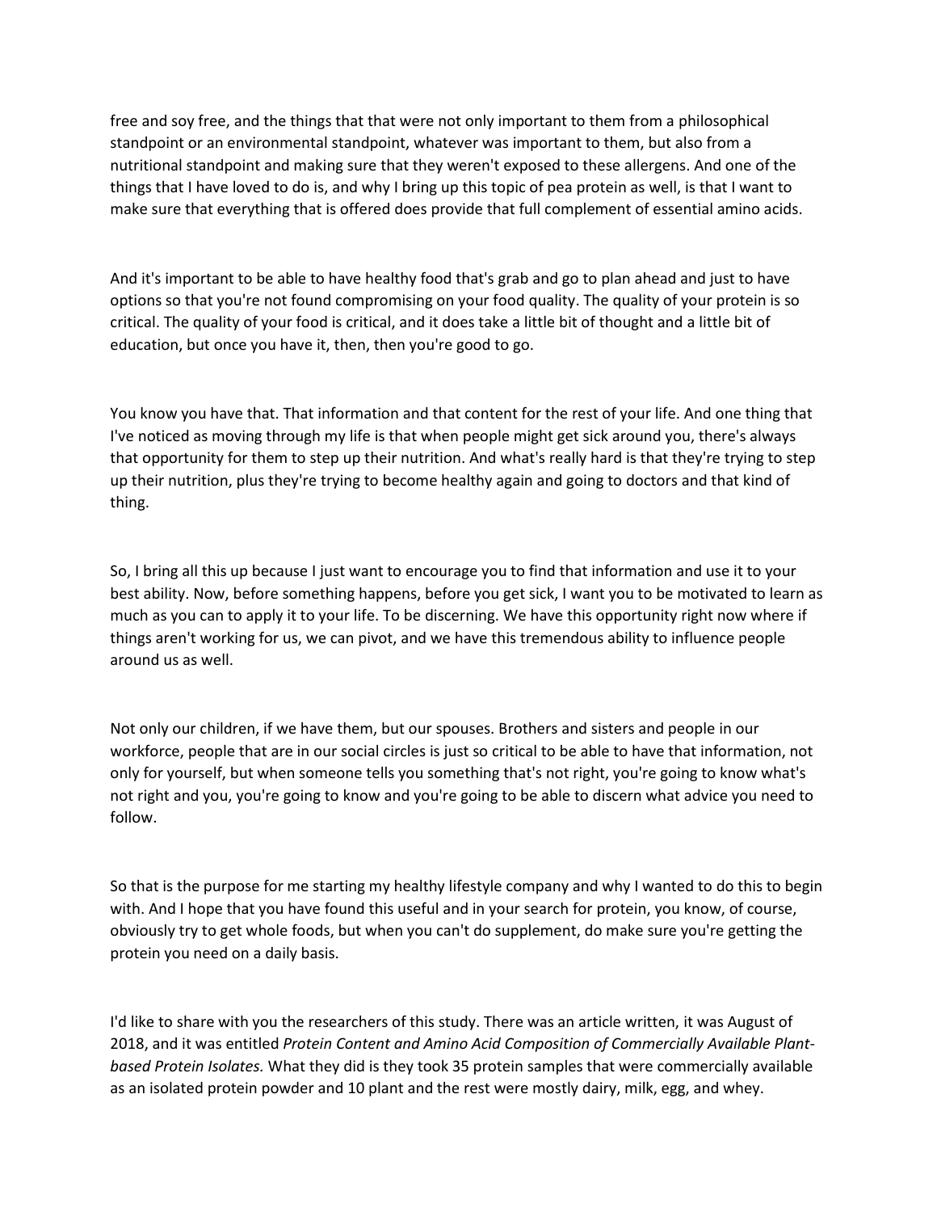free and soy free, and the things that that were not only important to them from a philosophical standpoint or an environmental standpoint, whatever was important to them, but also from a nutritional standpoint and making sure that they weren't exposed to these allergens. And one of the things that I have loved to do is, and why I bring up this topic of pea protein as well, is that I want to make sure that everything that is offered does provide that full complement of essential amino acids.

And it's important to be able to have healthy food that's grab and go to plan ahead and just to have options so that you're not found compromising on your food quality. The quality of your protein is so critical. The quality of your food is critical, and it does take a little bit of thought and a little bit of education, but once you have it, then, then you're good to go.

You know you have that. That information and that content for the rest of your life. And one thing that I've noticed as moving through my life is that when people might get sick around you, there's always that opportunity for them to step up their nutrition. And what's really hard is that they're trying to step up their nutrition, plus they're trying to become healthy again and going to doctors and that kind of thing.

So, I bring all this up because I just want to encourage you to find that information and use it to your best ability. Now, before something happens, before you get sick, I want you to be motivated to learn as much as you can to apply it to your life. To be discerning. We have this opportunity right now where if things aren't working for us, we can pivot, and we have this tremendous ability to influence people around us as well.

Not only our children, if we have them, but our spouses. Brothers and sisters and people in our workforce, people that are in our social circles is just so critical to be able to have that information, not only for yourself, but when someone tells you something that's not right, you're going to know what's not right and you, you're going to know and you're going to be able to discern what advice you need to follow.

So that is the purpose for me starting my healthy lifestyle company and why I wanted to do this to begin with. And I hope that you have found this useful and in your search for protein, you know, of course, obviously try to get whole foods, but when you can't do supplement, do make sure you're getting the protein you need on a daily basis.

I'd like to share with you the researchers of this study. There was an article written, it was August of 2018, and it was entitled *Protein Content and Amino Acid Composition of Commercially Available Plant-based Protein Isolates.* What they did is they took 35 protein samples that were commercially available as an isolated protein powder and 10 plant and the rest were mostly dairy, milk, egg, and whey.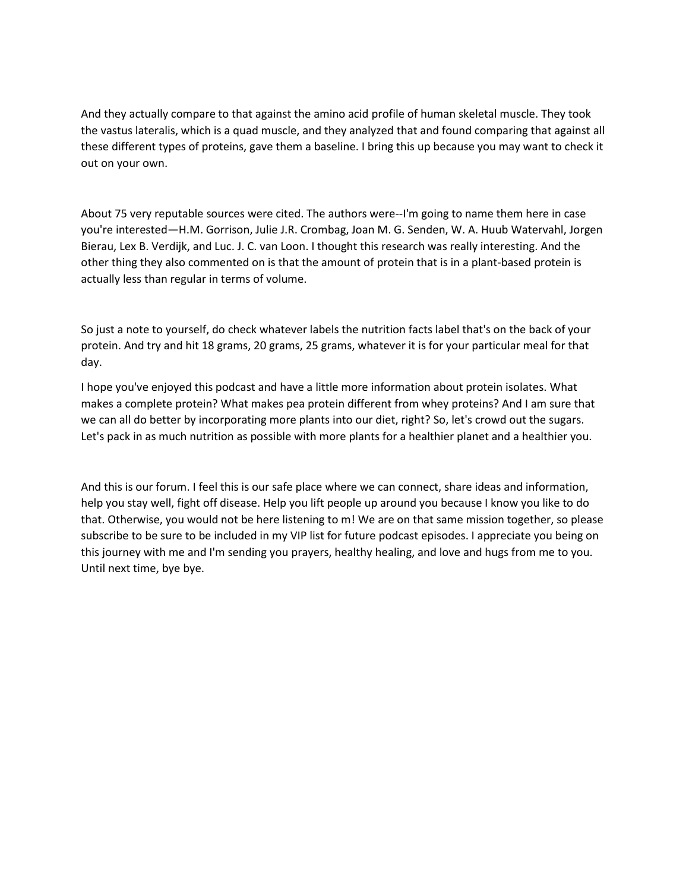And they actually compare to that against the amino acid profile of human skeletal muscle. They took the vastus lateralis, which is a quad muscle, and they analyzed that and found comparing that against all these different types of proteins, gave them a baseline. I bring this up because you may want to check it out on your own.

About 75 very reputable sources were cited. The authors were--I'm going to name them here in case you're interested—H.M. Gorrison, Julie J.R. Crombag, Joan M. G. Senden, W. A. Huub Watervahl, Jorgen Bierau, Lex B. Verdijk, and Luc. J. C. van Loon. I thought this research was really interesting. And the other thing they also commented on is that the amount of protein that is in a plant-based protein is actually less than regular in terms of volume.

So just a note to yourself, do check whatever labels the nutrition facts label that's on the back of your protein. And try and hit 18 grams, 20 grams, 25 grams, whatever it is for your particular meal for that day.

I hope you've enjoyed this podcast and have a little more information about protein isolates. What makes a complete protein? What makes pea protein different from whey proteins? And I am sure that we can all do better by incorporating more plants into our diet, right? So, let's crowd out the sugars. Let's pack in as much nutrition as possible with more plants for a healthier planet and a healthier you.

And this is our forum. I feel this is our safe place where we can connect, share ideas and information, help you stay well, fight off disease. Help you lift people up around you because I know you like to do that. Otherwise, you would not be here listening to m! We are on that same mission together, so please subscribe to be sure to be included in my VIP list for future podcast episodes. I appreciate you being on this journey with me and I'm sending you prayers, healthy healing, and love and hugs from me to you. Until next time, bye bye.